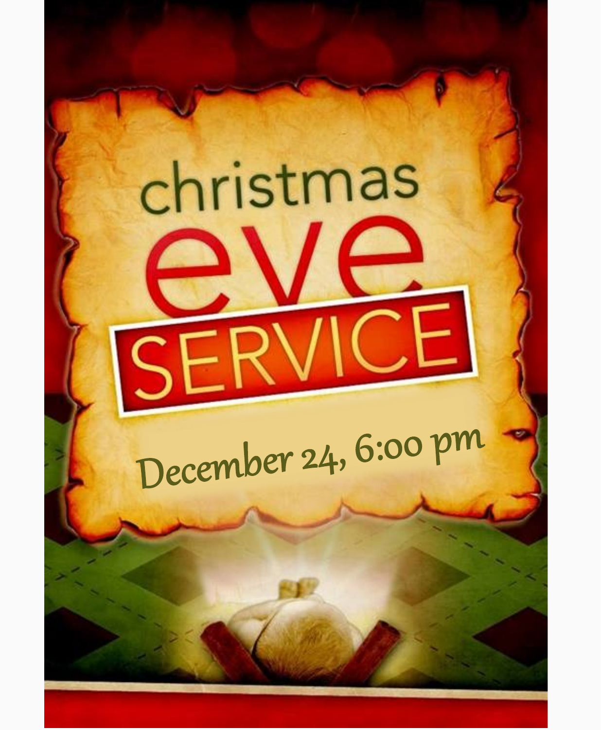# christmas eve SERVICE

December 24, 6:00 pm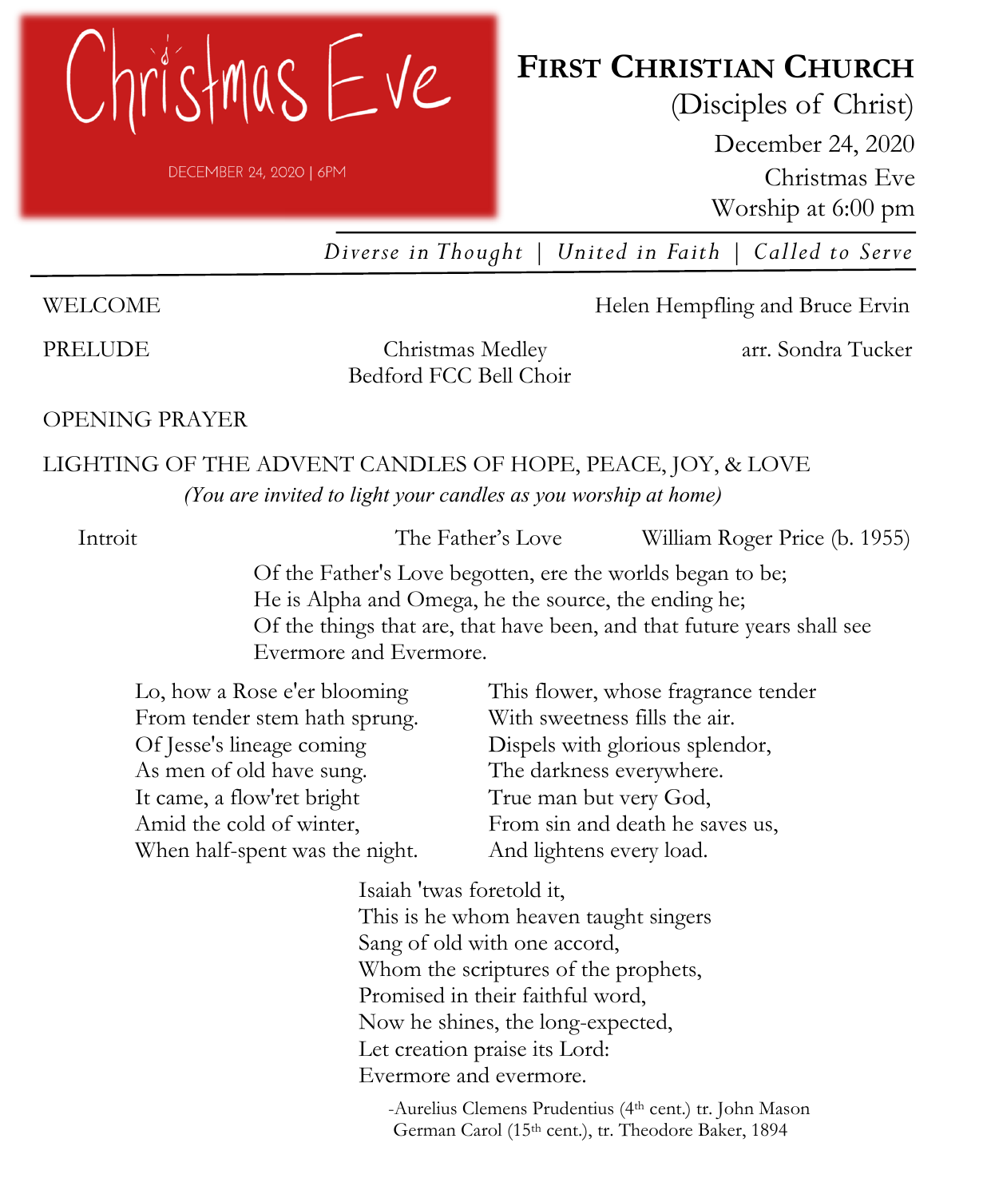# Christmas Eve

DECEMBER 24, 2020 | 6PM

**FIRST CHRISTIAN CHURCH**
(Disciples of Christ)
December 24, 2020
Christmas Eve
Worship at 6:00 pm

*Diverse in Thought | United in Faith | Called to Serve*

---

WELCOME — Helen Hempfling and Bruce Ervin

PRELUDE — Christmas Medley — arr. Sondra Tucker
Bedford FCC Bell Choir

OPENING PRAYER

LIGHTING OF THE ADVENT CANDLES OF HOPE, PEACE, JOY, & LOVE
*(You are invited to light your candles as you worship at home)*

Introit — The Father's Love — William Roger Price (b. 1955)

Of the Father's Love begotten, ere the worlds began to be;
He is Alpha and Omega, he the source, the ending he;
Of the things that are, that have been, and that future years shall see
Evermore and Evermore.

Lo, how a Rose e'er blooming
From tender stem hath sprung.
Of Jesse's lineage coming
As men of old have sung.
It came, a flow'ret bright
Amid the cold of winter,
When half-spent was the night.

This flower, whose fragrance tender
With sweetness fills the air.
Dispels with glorious splendor,
The darkness everywhere.
True man but very God,
From sin and death he saves us,
And lightens every load.

Isaiah 'twas foretold it,
This is he whom heaven taught singers
Sang of old with one accord,
Whom the scriptures of the prophets,
Promised in their faithful word,
Now he shines, the long-expected,
Let creation praise its Lord:
Evermore and evermore.

-Aurelius Clemens Prudentius (4th cent.) tr. John Mason
German Carol (15th cent.), tr. Theodore Baker, 1894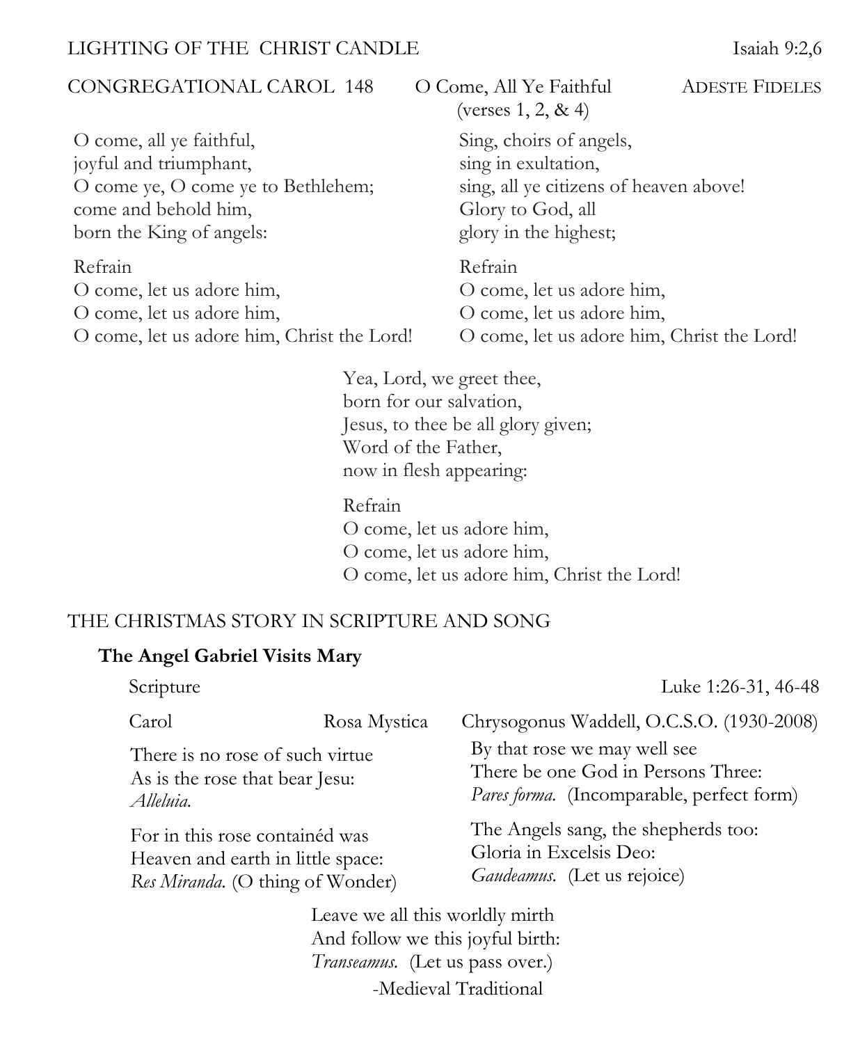LIGHTING OF THE CHRIST CANDLE Isaiah 9:2,6

CONGREGATIONAL CAROL 148 O Come, All Ye Faithful ADESTE FIDELES
(verses 1, 2, & 4)

O come, all ye faithful,
joyful and triumphant,
O come ye, O come ye to Bethlehem;
come and behold him,
born the King of angels:

Refrain
O come, let us adore him,
O come, let us adore him,
O come, let us adore him, Christ the Lord!

Sing, choirs of angels,
sing in exultation,
sing, all ye citizens of heaven above!
Glory to God, all
glory in the highest;

Refrain
O come, let us adore him,
O come, let us adore him,
O come, let us adore him, Christ the Lord!

Yea, Lord, we greet thee,
born for our salvation,
Jesus, to thee be all glory given;
Word of the Father,
now in flesh appearing:

Refrain
O come, let us adore him,
O come, let us adore him,
O come, let us adore him, Christ the Lord!

THE CHRISTMAS STORY IN SCRIPTURE AND SONG

**The Angel Gabriel Visits Mary**

Scripture Luke 1:26-31, 46-48

Carol Rosa Mystica Chrysogonus Waddell, O.C.S.O. (1930-2008)

There is no rose of such virtue
As is the rose that bear Jesu:
*Alleluia.*

For in this rose containéd was
Heaven and earth in little space:
*Res Miranda.* (O thing of Wonder)

By that rose we may well see
There be one God in Persons Three:
*Pares forma.* (Incomparable, perfect form)

The Angels sang, the shepherds too:
Gloria in Excelsis Deo:
*Gaudeamus.* (Let us rejoice)

Leave we all this worldly mirth
And follow we this joyful birth:
*Transeamus.* (Let us pass over.)

-Medieval Traditional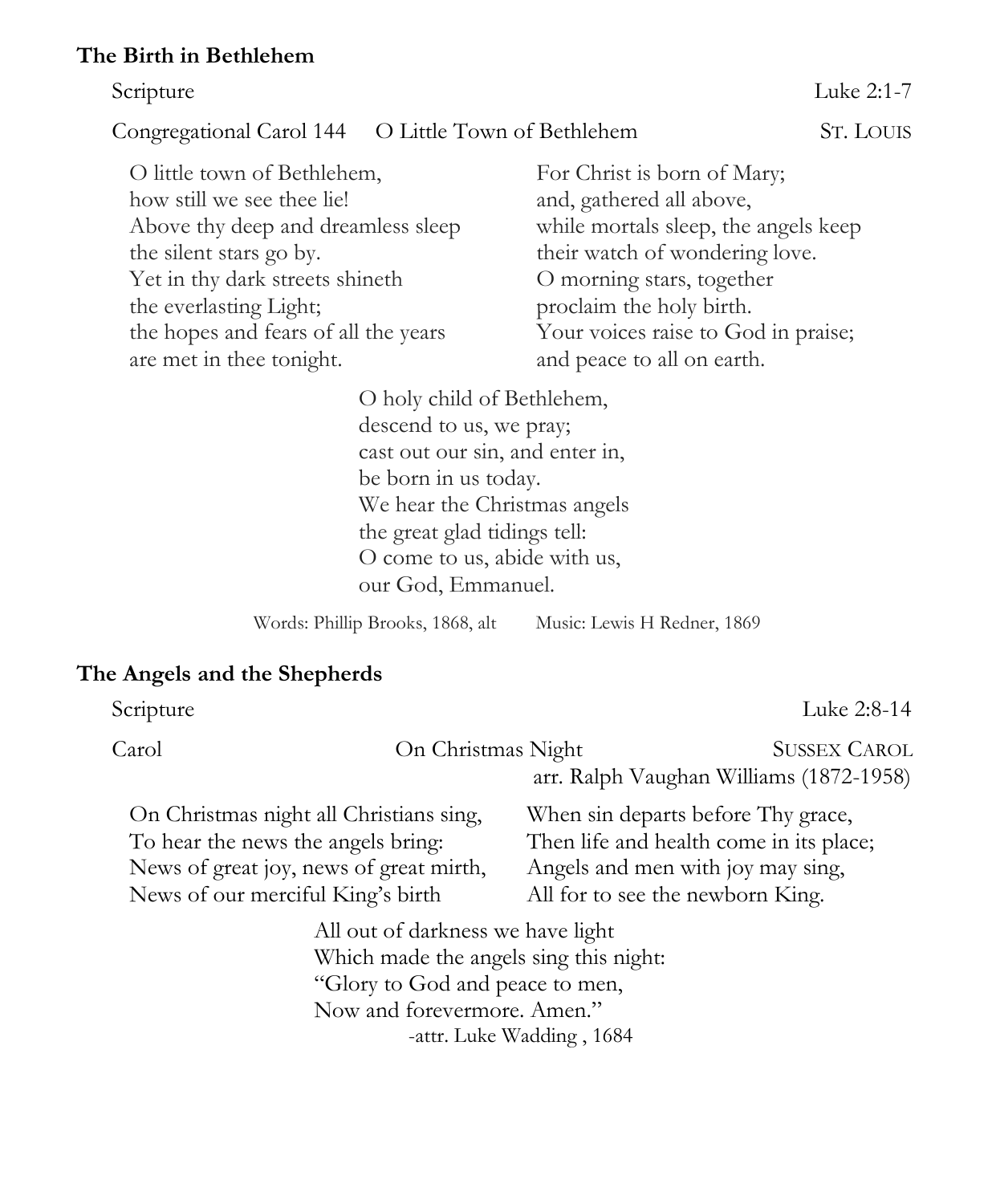### The Birth in Bethlehem

Scripture — Luke 2:1-7

Congregational Carol 144 — O Little Town of Bethlehem — ST. LOUIS

O little town of Bethlehem,
how still we see thee lie!
Above thy deep and dreamless sleep
the silent stars go by.
Yet in thy dark streets shineth
the everlasting Light;
the hopes and fears of all the years
are met in thee tonight.

For Christ is born of Mary;
and, gathered all above,
while mortals sleep, the angels keep
their watch of wondering love.
O morning stars, together
proclaim the holy birth.
Your voices raise to God in praise;
and peace to all on earth.

O holy child of Bethlehem,
descend to us, we pray;
cast out our sin, and enter in,
be born in us today.
We hear the Christmas angels
the great glad tidings tell:
O come to us, abide with us,
our God, Emmanuel.

Words: Phillip Brooks, 1868, alt    Music: Lewis H Redner, 1869

### The Angels and the Shepherds

Scripture — Luke 2:8-14

Carol — On Christmas Night — SUSSEX CAROL
arr. Ralph Vaughan Williams (1872-1958)

On Christmas night all Christians sing,
To hear the news the angels bring:
News of great joy, news of great mirth,
News of our merciful King's birth

When sin departs before Thy grace,
Then life and health come in its place;
Angels and men with joy may sing,
All for to see the newborn King.

All out of darkness we have light
Which made the angels sing this night:
"Glory to God and peace to men,
Now and forevermore. Amen."

-attr. Luke Wadding , 1684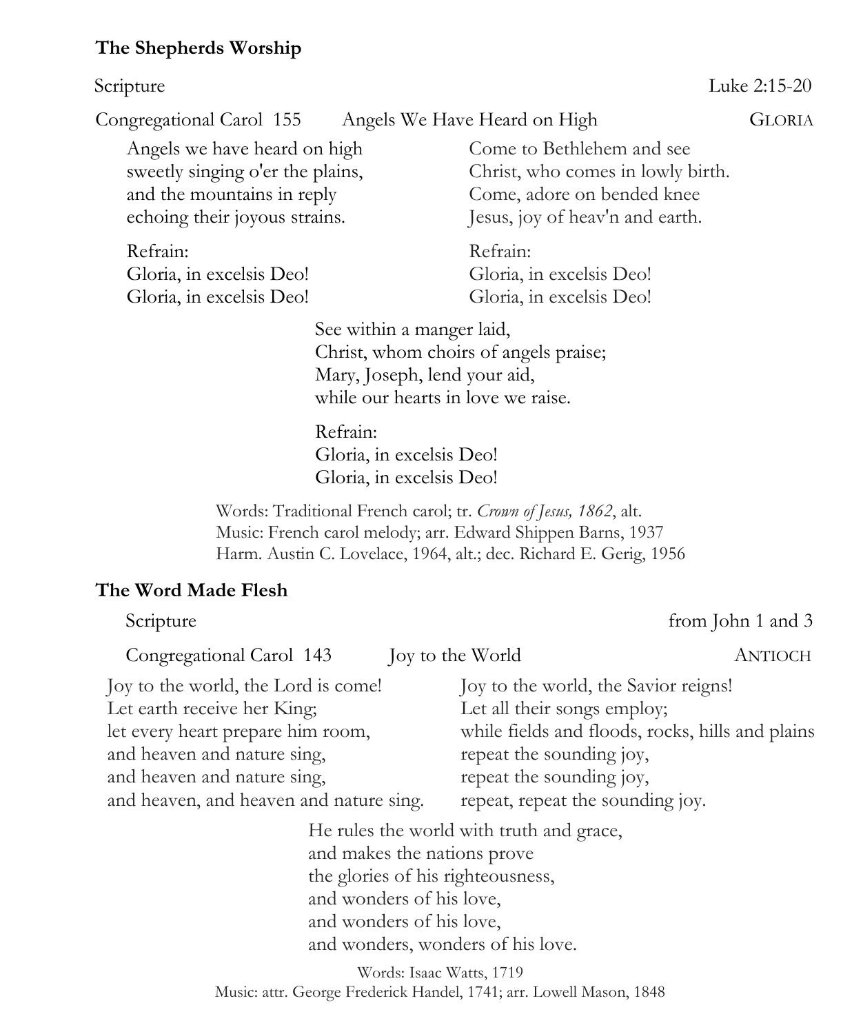## The Shepherds Worship

Scripture — Luke 2:15-20

Congregational Carol 155 — Angels We Have Heard on High — GLORIA

Angels we have heard on high  
sweetly singing o'er the plains,  
and the mountains in reply  
echoing their joyous strains.

Refrain:  
Gloria, in excelsis Deo!  
Gloria, in excelsis Deo!

Come to Bethlehem and see  
Christ, who comes in lowly birth.  
Come, adore on bended knee  
Jesus, joy of heav'n and earth.

Refrain:  
Gloria, in excelsis Deo!  
Gloria, in excelsis Deo!

See within a manger laid,  
Christ, whom choirs of angels praise;  
Mary, Joseph, lend your aid,  
while our hearts in love we raise.

Refrain:  
Gloria, in excelsis Deo!  
Gloria, in excelsis Deo!

Words: Traditional French carol; tr. *Crown of Jesus, 1862*, alt.  
Music: French carol melody; arr. Edward Shippen Barns, 1937  
Harm. Austin C. Lovelace, 1964, alt.; dec. Richard E. Gerig, 1956

## The Word Made Flesh

Scripture — from John 1 and 3

Congregational Carol 143 — Joy to the World — ANTIOCH

Joy to the world, the Lord is come!  
Let earth receive her King;  
let every heart prepare him room,  
and heaven and nature sing,  
and heaven and nature sing,  
and heaven, and heaven and nature sing.

Joy to the world, the Savior reigns!  
Let all their songs employ;  
while fields and floods, rocks, hills and plains  
repeat the sounding joy,  
repeat the sounding joy,  
repeat, repeat the sounding joy.

He rules the world with truth and grace,  
and makes the nations prove  
the glories of his righteousness,  
and wonders of his love,  
and wonders of his love,  
and wonders, wonders of his love.

Words: Isaac Watts, 1719  
Music: attr. George Frederick Handel, 1741; arr. Lowell Mason, 1848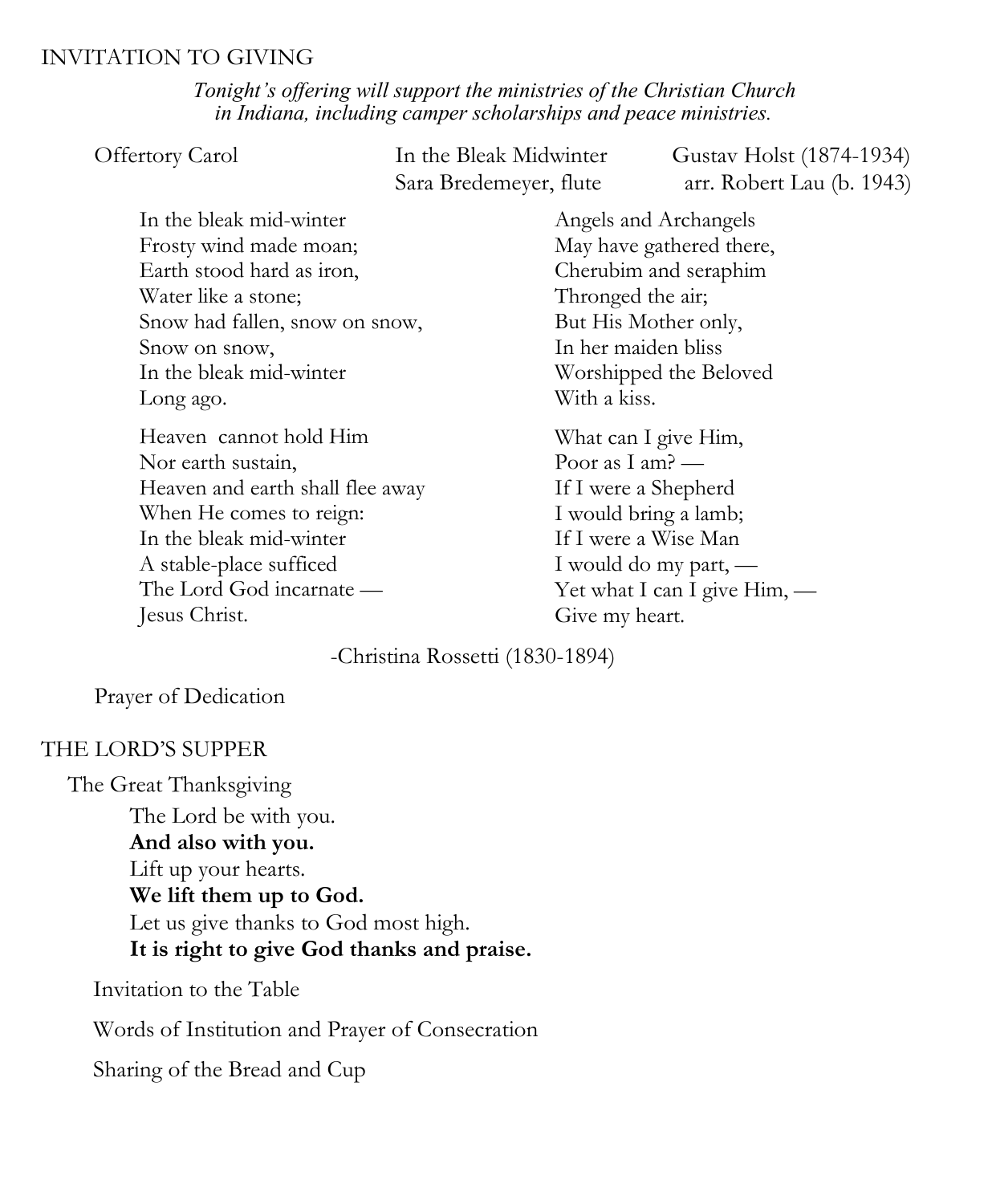## INVITATION TO GIVING

*Tonight's offering will support the ministries of the Christian Church in Indiana, including camper scholarships and peace ministries.*

Offertory Carol — In the Bleak Midwinter — Gustav Holst (1874-1934)
Sara Bredemeyer, flute — arr. Robert Lau (b. 1943)

In the bleak mid-winter
Frosty wind made moan;
Earth stood hard as iron,
Water like a stone;
Snow had fallen, snow on snow,
Snow on snow,
In the bleak mid-winter
Long ago.

Heaven cannot hold Him
Nor earth sustain,
Heaven and earth shall flee away
When He comes to reign:
In the bleak mid-winter
A stable-place sufficed
The Lord God incarnate —
Jesus Christ.

Angels and Archangels
May have gathered there,
Cherubim and seraphim
Thronged the air;
But His Mother only,
In her maiden bliss
Worshipped the Beloved
With a kiss.

What can I give Him,
Poor as I am? —
If I were a Shepherd
I would bring a lamb;
If I were a Wise Man
I would do my part, —
Yet what I can I give Him, —
Give my heart.

-Christina Rossetti (1830-1894)

Prayer of Dedication

## THE LORD'S SUPPER

The Great Thanksgiving

The Lord be with you.
**And also with you.**
Lift up your hearts.
**We lift them up to God.**
Let us give thanks to God most high.
**It is right to give God thanks and praise.**

Invitation to the Table

Words of Institution and Prayer of Consecration

Sharing of the Bread and Cup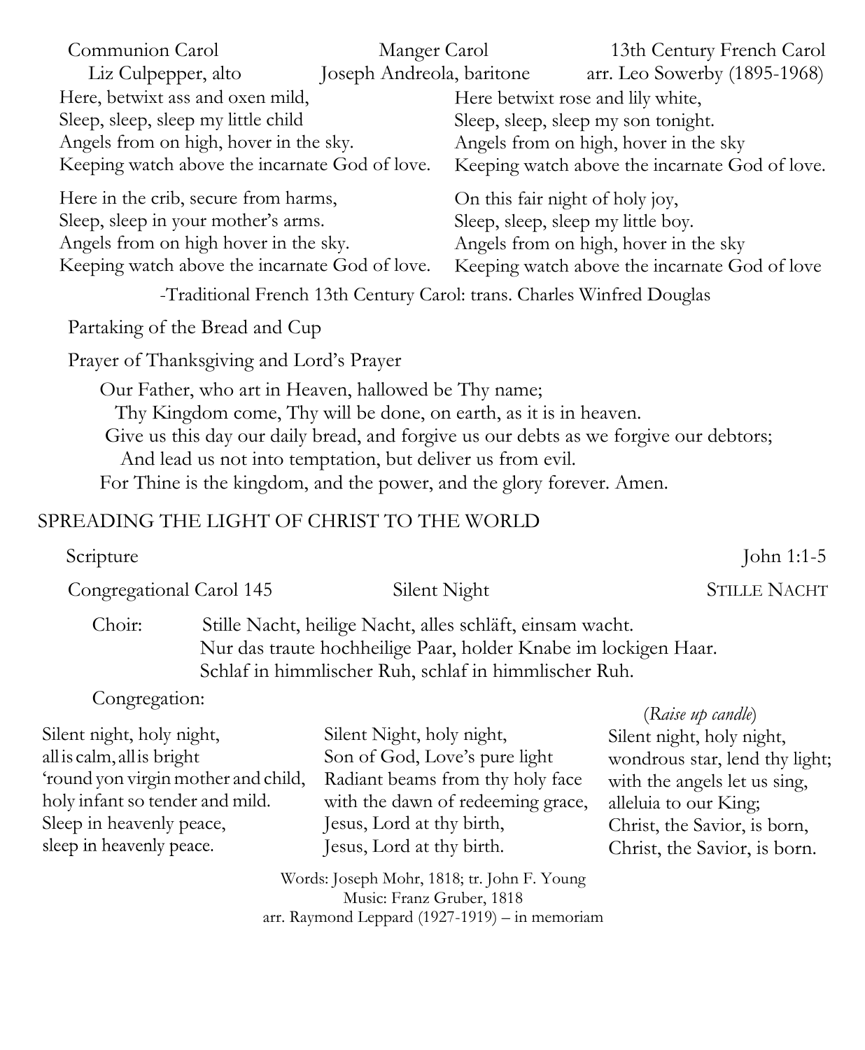Communion Carol — Manger Carol — 13th Century French Carol

Liz Culpepper, alto — Joseph Andreola, baritone — arr. Leo Sowerby (1895-1968)

Here, betwixt ass and oxen mild,
Sleep, sleep, sleep my little child
Angels from on high, hover in the sky.
Keeping watch above the incarnate God of love.

Here in the crib, secure from harms,
Sleep, sleep in your mother's arms.
Angels from on high hover in the sky.
Keeping watch above the incarnate God of love.

Here betwixt rose and lily white,
Sleep, sleep, sleep my son tonight.
Angels from on high, hover in the sky
Keeping watch above the incarnate God of love.

On this fair night of holy joy,
Sleep, sleep, sleep my little boy.
Angels from on high, hover in the sky
Keeping watch above the incarnate God of love

-Traditional French 13th Century Carol: trans. Charles Winfred Douglas

Partaking of the Bread and Cup

Prayer of Thanksgiving and Lord's Prayer

Our Father, who art in Heaven, hallowed be Thy name;
Thy Kingdom come, Thy will be done, on earth, as it is in heaven.
Give us this day our daily bread, and forgive us our debts as we forgive our debtors;
And lead us not into temptation, but deliver us from evil.
For Thine is the kingdom, and the power, and the glory forever. Amen.

## SPREADING THE LIGHT OF CHRIST TO THE WORLD

Scripture — John 1:1-5

Congregational Carol 145 — Silent Night — STILLE NACHT

Choir:
Stille Nacht, heilige Nacht, alles schläft, einsam wacht.
Nur das traute hochheilige Paar, holder Knabe im lockigen Haar.
Schlaf in himmlischer Ruh, schlaf in himmlischer Ruh.

Congregation:

Silent night, holy night,
all is calm, all is bright
'round yon virgin mother and child,
holy infant so tender and mild.
Sleep in heavenly peace,
sleep in heavenly peace.

Silent Night, holy night,
Son of God, Love's pure light
Radiant beams from thy holy face
with the dawn of redeeming grace,
Jesus, Lord at thy birth,
Jesus, Lord at thy birth.

(*Raise up candle*)
Silent night, holy night,
wondrous star, lend thy light;
with the angels let us sing,
alleluia to our King;
Christ, the Savior, is born,
Christ, the Savior, is born.

Words: Joseph Mohr, 1818; tr. John F. Young
Music: Franz Gruber, 1818
arr. Raymond Leppard (1927-1919) – in memoriam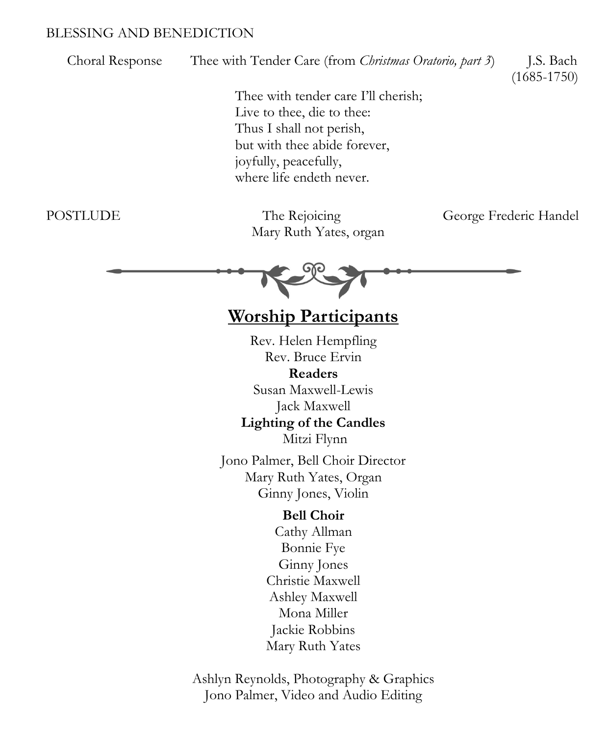BLESSING AND BENEDICTION

Choral Response    Thee with Tender Care (from *Christmas Oratorio, part 3*)    J.S. Bach (1685-1750)

Thee with tender care I'll cherish;
Live to thee, die to thee:
Thus I shall not perish,
but with thee abide forever,
joyfully, peacefully,
where life endeth never.

POSTLUDE    The Rejoicing    George Frederic Handel
Mary Ruth Yates, organ

## Worship Participants

Rev. Helen Hempfling
Rev. Bruce Ervin

**Readers**
Susan Maxwell-Lewis
Jack Maxwell

**Lighting of the Candles**
Mitzi Flynn

Jono Palmer, Bell Choir Director
Mary Ruth Yates, Organ
Ginny Jones, Violin

**Bell Choir**
Cathy Allman
Bonnie Fye
Ginny Jones
Christie Maxwell
Ashley Maxwell
Mona Miller
Jackie Robbins
Mary Ruth Yates

Ashlyn Reynolds, Photography & Graphics
Jono Palmer, Video and Audio Editing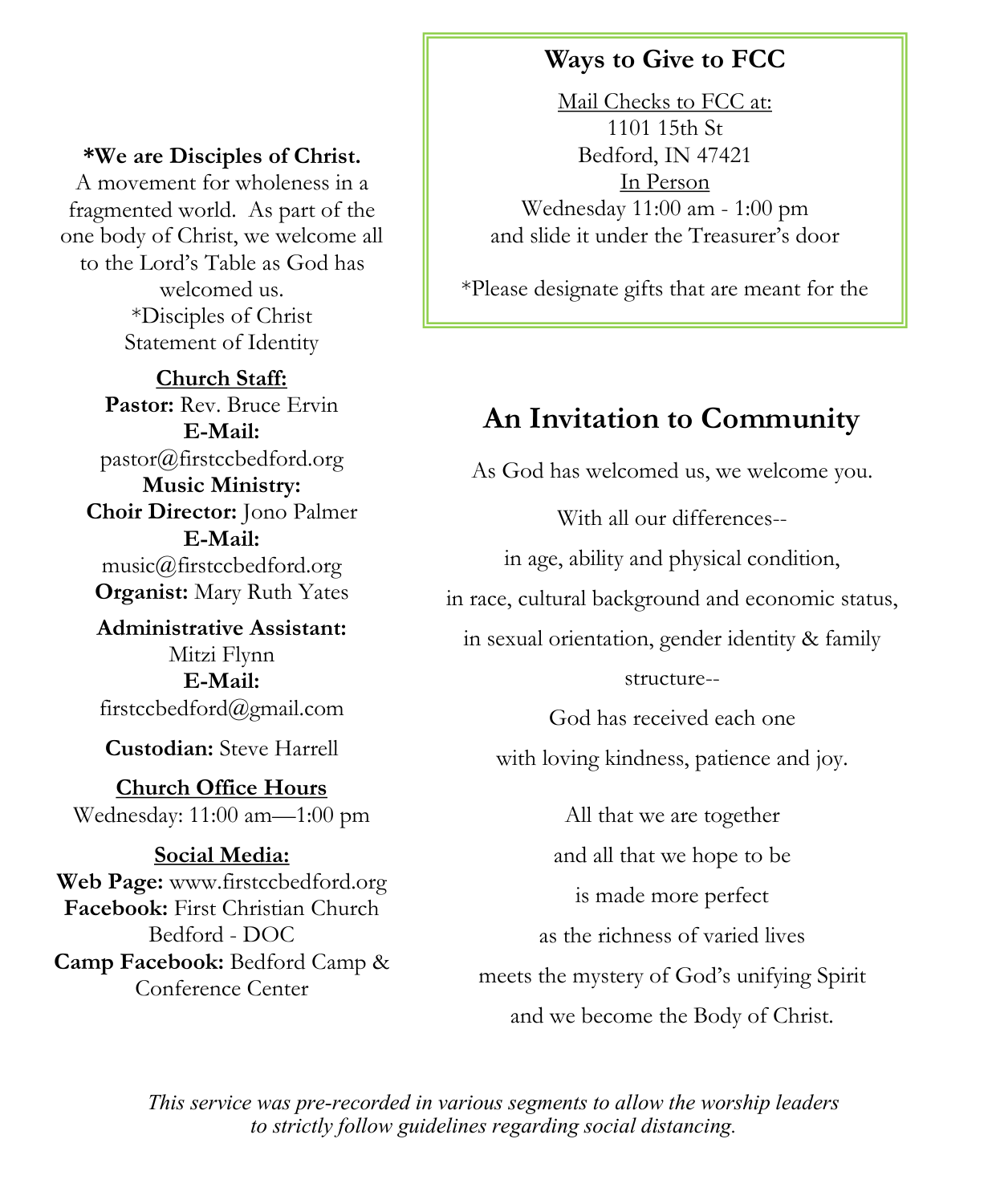**\*We are Disciples of Christ.**
A movement for wholeness in a fragmented world. As part of the one body of Christ, we welcome all to the Lord's Table as God has welcomed us.
\*Disciples of Christ Statement of Identity

**Church Staff:**

**Pastor:** Rev. Bruce Ervin
**E-Mail:**
pastor@firstccbedford.org

**Music Ministry:**
**Choir Director:** Jono Palmer
**E-Mail:**
music@firstccbedford.org
**Organist:** Mary Ruth Yates

**Administrative Assistant:**
Mitzi Flynn
**E-Mail:**
firstccbedford@gmail.com

**Custodian:** Steve Harrell

**Church Office Hours**
Wednesday: 11:00 am—1:00 pm

**Social Media:**
**Web Page:** www.firstccbedford.org
**Facebook:** First Christian Church Bedford - DOC
**Camp Facebook:** Bedford Camp & Conference Center

### Ways to Give to FCC

Mail Checks to FCC at:
1101 15th St
Bedford, IN 47421

In Person
Wednesday 11:00 am - 1:00 pm
and slide it under the Treasurer's door

\*Please designate gifts that are meant for the

## An Invitation to Community

As God has welcomed us, we welcome you.

With all our differences--
in age, ability and physical condition,
in race, cultural background and economic status,
in sexual orientation, gender identity & family structure--
God has received each one
with loving kindness, patience and joy.

All that we are together
and all that we hope to be
is made more perfect
as the richness of varied lives
meets the mystery of God's unifying Spirit
and we become the Body of Christ.

*This service was pre-recorded in various segments to allow the worship leaders to strictly follow guidelines regarding social distancing.*